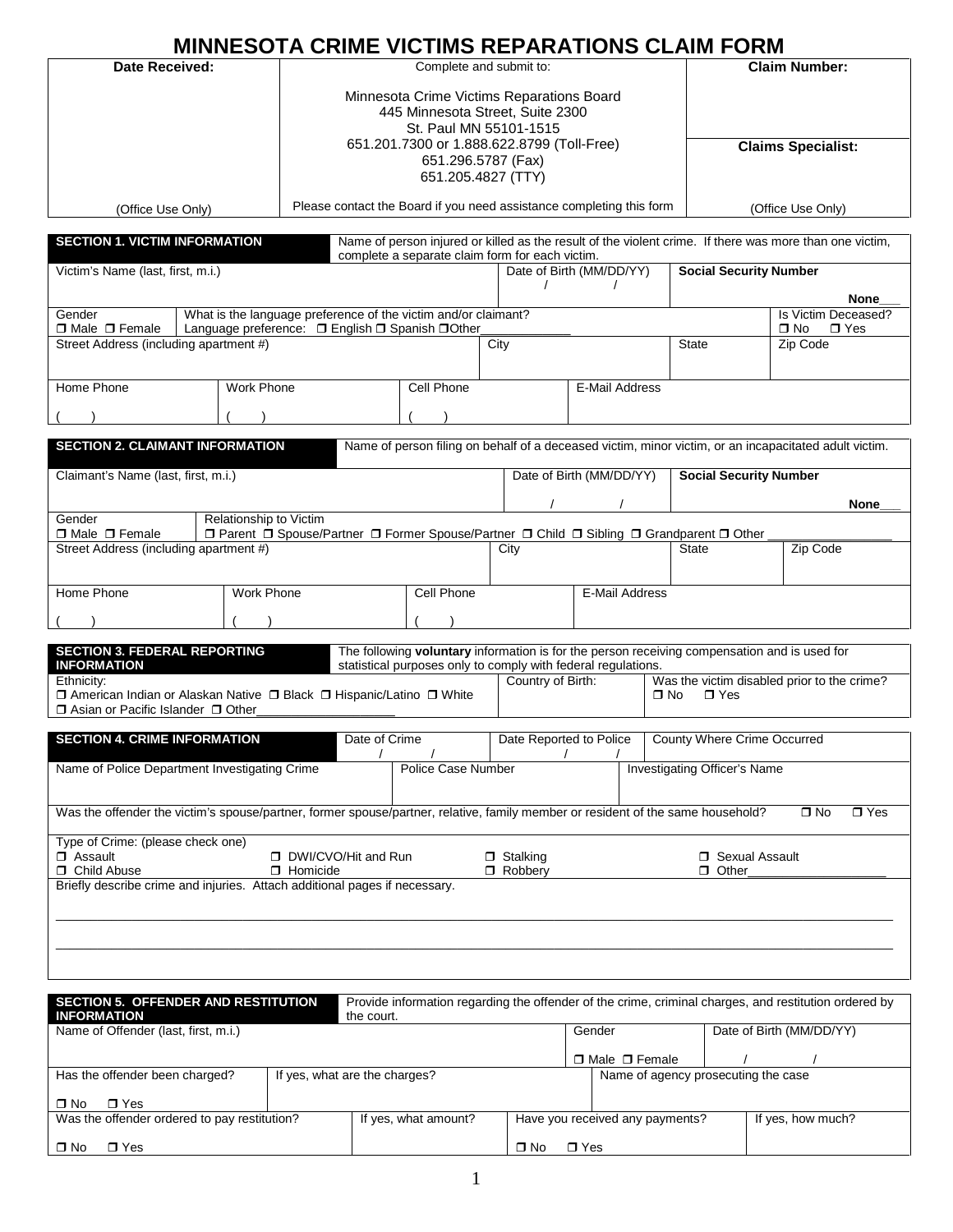# MINNESOTA CRIME VICTIMS REPARATIONS CLAIM FORM

| Date Received: | Complete and submit to: | Claim Number: |
|---|---|---|
| | Minnesota Crime Victims Reparations Board<br>445 Minnesota Street, Suite 2300<br>St. Paul MN 55101-1515<br>651.201.7300 or 1.888.622.8799 (Toll-Free)<br>651.296.5787 (Fax)<br>651.205.4827 (TTY) | **Claims Specialist:** |
| (Office Use Only) | Please contact the Board if you need assistance completing this form | (Office Use Only) |

## SECTION 1. VICTIM INFORMATION

Name of person injured or killed as the result of the violent crime. If there was more than one victim, complete a separate claim form for each victim.

| Victim's Name (last, first, m.i.) | Date of Birth (MM/DD/YY) / / | **Social Security Number** **None___** |
|---|---|---|

| Gender ❒ Male ❒ Female | What is the language preference of the victim and/or claimant? Language preference: ❒ English ❒ Spanish ❒Other____________ | Is Victim Deceased? ❒ No ❒ Yes |
|---|---|---|

| Street Address (including apartment #) | City | State | Zip Code |
|---|---|---|---|

| Home Phone ( ) | Work Phone ( ) | Cell Phone ( ) | E-Mail Address |
|---|---|---|---|

## SECTION 2. CLAIMANT INFORMATION

Name of person filing on behalf of a deceased victim, minor victim, or an incapacitated adult victim.

| Claimant's Name (last, first, m.i.) | Date of Birth (MM/DD/YY) / / | **Social Security Number** **None___** |
|---|---|---|

| Gender ❒ Male ❒ Female | Relationship to Victim ❒ Parent ❒ Spouse/Partner ❒ Former Spouse/Partner ❒ Child ❒ Sibling ❒ Grandparent ❒ Other ____________ |
|---|---|

| Street Address (including apartment #) | City | State | Zip Code |
|---|---|---|---|

| Home Phone ( ) | Work Phone ( ) | Cell Phone ( ) | E-Mail Address |
|---|---|---|---|

## SECTION 3. FEDERAL REPORTING INFORMATION

The following **voluntary** information is for the person receiving compensation and is used for statistical purposes only to comply with federal regulations.

| Ethnicity: ❒ American Indian or Alaskan Native ❒ Black ❒ Hispanic/Latino ❒ White ❒ Asian or Pacific Islander ❒ Other____________________ | Country of Birth: | Was the victim disabled prior to the crime? ❒ No ❒ Yes |
|---|---|---|

## SECTION 4. CRIME INFORMATION

| Date of Crime / / | Date Reported to Police / / | County Where Crime Occurred |
|---|---|---|

| Name of Police Department Investigating Crime | Police Case Number | Investigating Officer's Name |
|---|---|---|

Was the offender the victim's spouse/partner, former spouse/partner, relative, family member or resident of the same household? ❒ No ❒ Yes

Type of Crime: (please check one)

| ❒ Assault | ❒ DWI/CVO/Hit and Run | ❒ Stalking | ❒ Sexual Assault |
|---|---|---|---|
| ❒ Child Abuse | ❒ Homicide | ❒ Robbery | ❒ Other____________________ |

Briefly describe crime and injuries. Attach additional pages if necessary.

______________________________________________________________________________

______________________________________________________________________________

## SECTION 5. OFFENDER AND RESTITUTION INFORMATION

Provide information regarding the offender of the crime, criminal charges, and restitution ordered by the court.

| Name of Offender (last, first, m.i.) | Gender ❒ Male ❒ Female | Date of Birth (MM/DD/YY) / / |
|---|---|---|

| Has the offender been charged? ❒ No ❒ Yes | If yes, what are the charges? | Name of agency prosecuting the case |
|---|---|---|

| Was the offender ordered to pay restitution? ❒ No ❒ Yes | If yes, what amount? | Have you received any payments? ❒ No ❒ Yes | If yes, how much? |
|---|---|---|---|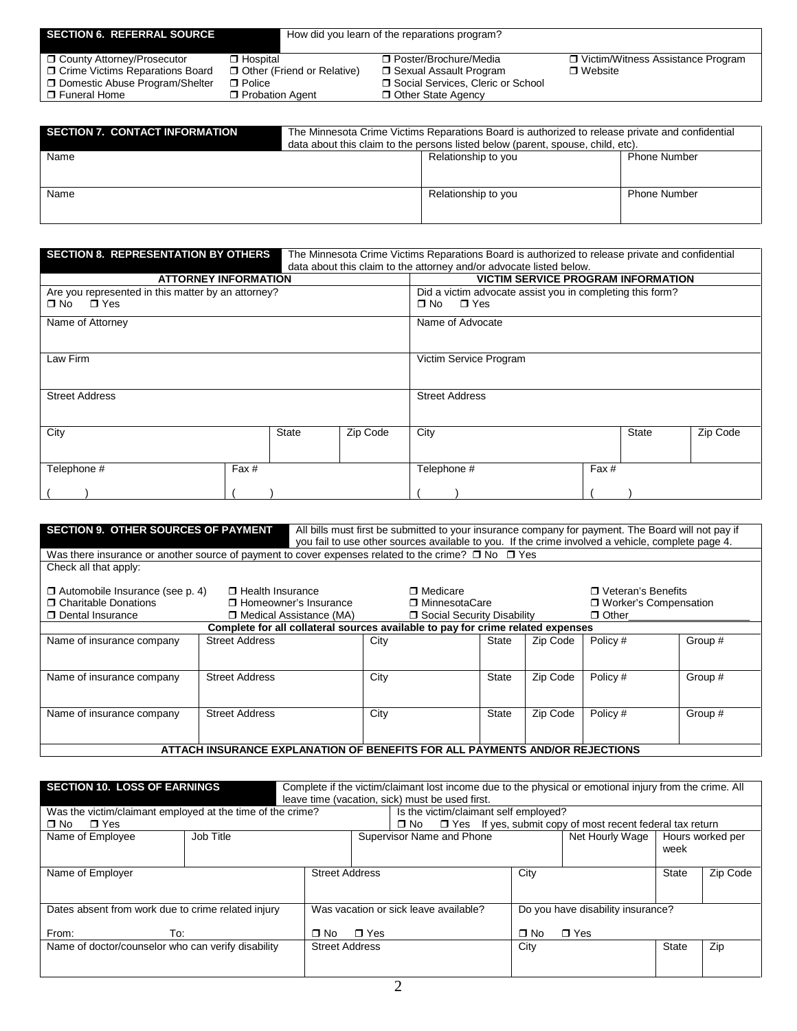## SECTION 6. REFERRAL SOURCE

How did you learn of the reparations program?

- ☐ County Attorney/Prosecutor
- ☐ Crime Victims Reparations Board
- ☐ Domestic Abuse Program/Shelter
- ☐ Funeral Home
- ☐ Hospital
- ☐ Other (Friend or Relative)
- ☐ Police
- ☐ Probation Agent
- ☐ Poster/Brochure/Media
- ☐ Sexual Assault Program
- ☐ Social Services, Cleric or School
- ☐ Other State Agency
- ☐ Victim/Witness Assistance Program
- ☐ Website

## SECTION 7. CONTACT INFORMATION

The Minnesota Crime Victims Reparations Board is authorized to release private and confidential data about this claim to the persons listed below (parent, spouse, child, etc).

| Name | Relationship to you | Phone Number |
|---|---|---|
| Name | Relationship to you | Phone Number |

## SECTION 8. REPRESENTATION BY OTHERS

The Minnesota Crime Victims Reparations Board is authorized to release private and confidential data about this claim to the attorney and/or advocate listed below.

| ATTORNEY INFORMATION | | | | VICTIM SERVICE PROGRAM INFORMATION | | | |
|---|---|---|---|---|---|---|---|
| Are you represented in this matter by an attorney? ☐ No ☐ Yes | | | | Did a victim advocate assist you in completing this form? ☐ No ☐ Yes | | | |
| Name of Attorney | | | | Name of Advocate | | | |
| Law Firm | | | | Victim Service Program | | | |
| Street Address | | | | Street Address | | | |
| City | | State | Zip Code | City | | State | Zip Code |
| Telephone # ( ) | Fax # ( ) | | | Telephone # ( ) | Fax # ( ) | | |

## SECTION 9. OTHER SOURCES OF PAYMENT

All bills must first be submitted to your insurance company for payment. The Board will not pay if you fail to use other sources available to you. If the crime involved a vehicle, complete page 4.

Was there insurance or another source of payment to cover expenses related to the crime? ☐ No ☐ Yes

Check all that apply:

- ☐ Automobile Insurance (see p. 4)
- ☐ Charitable Donations
- ☐ Dental Insurance
- ☐ Health Insurance
- ☐ Homeowner's Insurance
- ☐ Medical Assistance (MA)
- ☐ Medicare
- ☐ MinnesotaCare
- ☐ Social Security Disability
- ☐ Veteran's Benefits
- ☐ Worker's Compensation
- ☐ Other\_\_\_\_\_\_\_\_\_\_\_\_\_\_\_\_\_\_\_\_

**Complete for all collateral sources available to pay for crime related expenses**

| Name of insurance company | Street Address | City | State | Zip Code | Policy # | Group # |
|---|---|---|---|---|---|---|
| Name of insurance company | Street Address | City | State | Zip Code | Policy # | Group # |
| Name of insurance company | Street Address | City | State | Zip Code | Policy # | Group # |

**ATTACH INSURANCE EXPLANATION OF BENEFITS FOR ALL PAYMENTS AND/OR REJECTIONS**

## SECTION 10. LOSS OF EARNINGS

Complete if the victim/claimant lost income due to the physical or emotional injury from the crime. All leave time (vacation, sick) must be used first.

| Was the victim/claimant employed at the time of the crime? ☐ No ☐ Yes | | | Is the victim/claimant self employed? ☐ No ☐ Yes If yes, submit copy of most recent federal tax return | | | | |
|---|---|---|---|---|---|---|---|
| Name of Employee | Job Title | | Supervisor Name and Phone | | Net Hourly Wage | Hours worked per week | |
| Name of Employer | | Street Address | | City | | State | Zip Code |
| Dates absent from work due to crime related injury From: To: | | Was vacation or sick leave available? ☐ No ☐ Yes | | Do you have disability insurance? ☐ No ☐ Yes | | | |
| Name of doctor/counselor who can verify disability | | Street Address | | City | | State | Zip |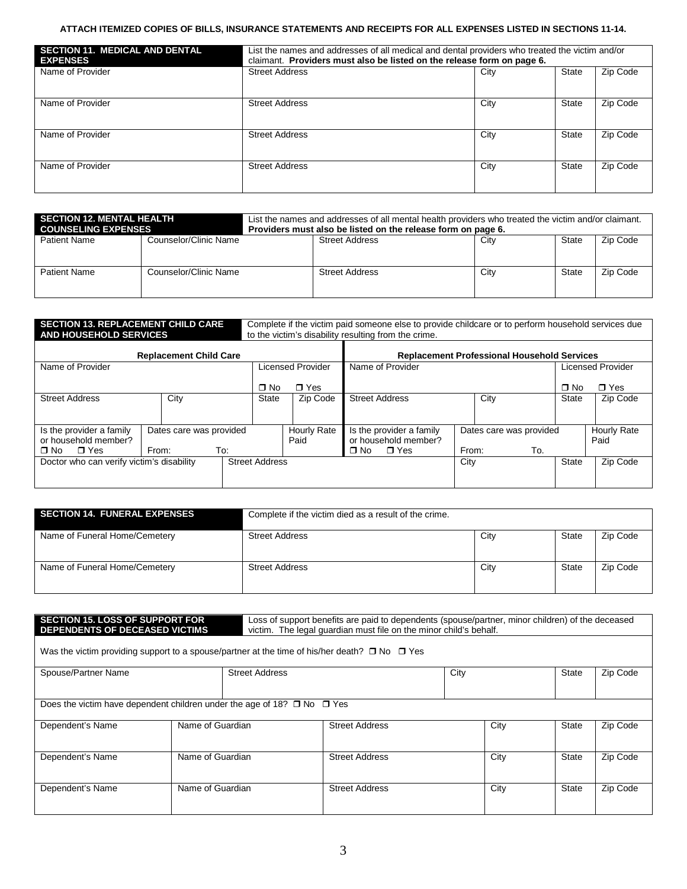**ATTACH ITEMIZED COPIES OF BILLS, INSURANCE STATEMENTS AND RECEIPTS FOR ALL EXPENSES LISTED IN SECTIONS 11-14.**

| **SECTION 11. MEDICAL AND DENTAL EXPENSES** | List the names and addresses of all medical and dental providers who treated the victim and/or claimant. **Providers must also be listed on the release form on page 6.** | | | |
|---|---|---|---|---|
| Name of Provider | Street Address | City | State | Zip Code |
| Name of Provider | Street Address | City | State | Zip Code |
| Name of Provider | Street Address | City | State | Zip Code |
| Name of Provider | Street Address | City | State | Zip Code |

| **SECTION 12. MENTAL HEALTH COUNSELING EXPENSES** | | List the names and addresses of all mental health providers who treated the victim and/or claimant. **Providers must also be listed on the release form on page 6.** | | | |
|---|---|---|---|---|---|
| Patient Name | Counselor/Clinic Name | Street Address | City | State | Zip Code |
| Patient Name | Counselor/Clinic Name | Street Address | City | State | Zip Code |

**SECTION 13. REPLACEMENT CHILD CARE AND HOUSEHOLD SERVICES** — Complete if the victim paid someone else to provide childcare or to perform household services due to the victim's disability resulting from the crime.

| **Replacement Child Care** | | | | **Replacement Professional Household Services** | | | |
|---|---|---|---|---|---|---|---|
| Name of Provider | | Licensed Provider ❒ No ❒ Yes | | Name of Provider | | Licensed Provider ❒ No ❒ Yes | |
| Street Address | City | State | Zip Code | Street Address | City | State | Zip Code |
| Is the provider a family or household member? ❒ No ❒ Yes | Dates care was provided From: To: | | Hourly Rate Paid | Is the provider a family or household member? ❒ No ❒ Yes | Dates care was provided From: To. | | Hourly Rate Paid |
| Doctor who can verify victim's disability | Street Address | | | | City | State | Zip Code |

| **SECTION 14. FUNERAL EXPENSES** | Complete if the victim died as a result of the crime. | | | |
|---|---|---|---|---|
| Name of Funeral Home/Cemetery | Street Address | City | State | Zip Code |
| Name of Funeral Home/Cemetery | Street Address | City | State | Zip Code |

**SECTION 15. LOSS OF SUPPORT FOR DEPENDENTS OF DECEASED VICTIMS** — Loss of support benefits are paid to dependents (spouse/partner, minor children) of the deceased victim. The legal guardian must file on the minor child's behalf.

Was the victim providing support to a spouse/partner at the time of his/her death? ❒ No ❒ Yes

| Spouse/Partner Name | Street Address | City | State | Zip Code |
|---|---|---|---|---|
| | | | | |

Does the victim have dependent children under the age of 18? ❒ No ❒ Yes

| Dependent's Name | Name of Guardian | Street Address | City | State | Zip Code |
|---|---|---|---|---|---|
| Dependent's Name | Name of Guardian | Street Address | City | State | Zip Code |
| Dependent's Name | Name of Guardian | Street Address | City | State | Zip Code |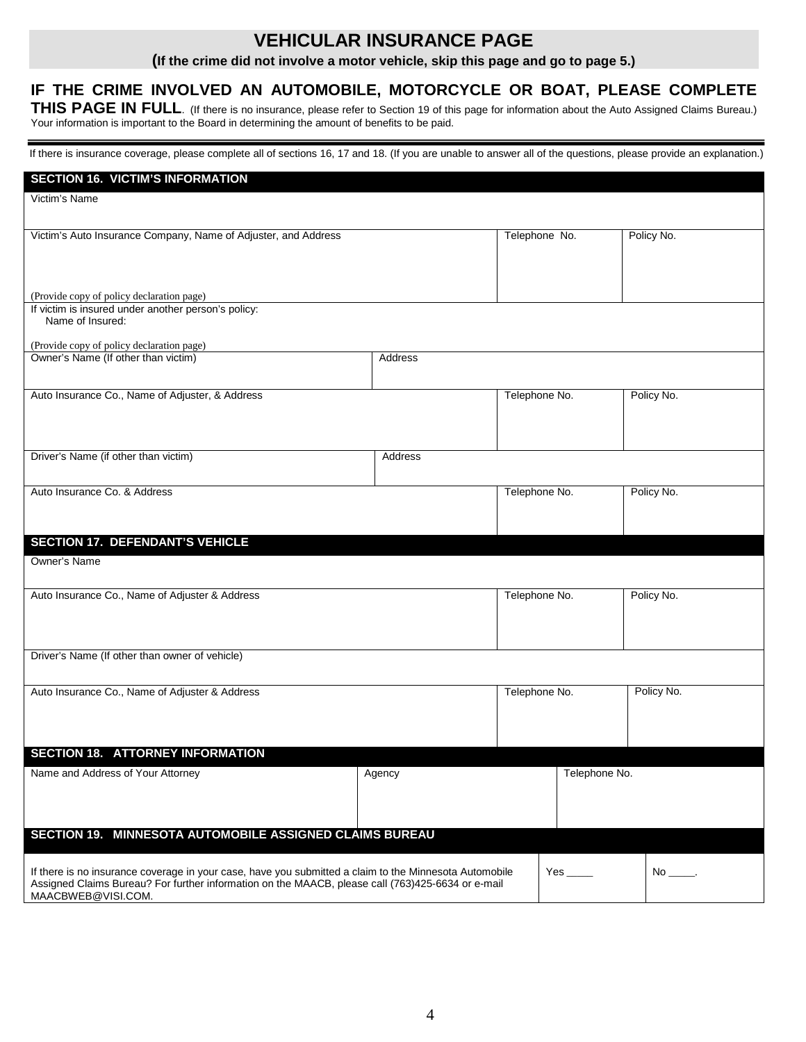# VEHICULAR INSURANCE PAGE

**(If the crime did not involve a motor vehicle, skip this page and go to page 5.)**

**IF THE CRIME INVOLVED AN AUTOMOBILE, MOTORCYCLE OR BOAT, PLEASE COMPLETE THIS PAGE IN FULL**. (If there is no insurance, please refer to Section 19 of this page for information about the Auto Assigned Claims Bureau.) Your information is important to the Board in determining the amount of benefits to be paid.

If there is insurance coverage, please complete all of sections 16, 17 and 18. (If you are unable to answer all of the questions, please provide an explanation.)

## SECTION 16. VICTIM'S INFORMATION

| Victim's Name | | |
|---|---|---|
| Victim's Auto Insurance Company, Name of Adjuster, and Address<br><br>(Provide copy of policy declaration page) | Telephone No. | Policy No. |
| If victim is insured under another person's policy:<br>Name of Insured:<br><br>(Provide copy of policy declaration page) | | |

| Owner's Name (If other than victim) | Address |
|---|---|

| Auto Insurance Co., Name of Adjuster, & Address | Telephone No. | Policy No. |
|---|---|---|

| Driver's Name (if other than victim) | Address |
|---|---|

| Auto Insurance Co. & Address | Telephone No. | Policy No. |
|---|---|---|

## SECTION 17. DEFENDANT'S VEHICLE

| Owner's Name | | |
|---|---|---|
| Auto Insurance Co., Name of Adjuster & Address | Telephone No. | Policy No. |
| Driver's Name (If other than owner of vehicle) | | |
| Auto Insurance Co., Name of Adjuster & Address | Telephone No. | Policy No. |

## SECTION 18. ATTORNEY INFORMATION

| Name and Address of Your Attorney | Agency | Telephone No. |
|---|---|---|

## SECTION 19. MINNESOTA AUTOMOBILE ASSIGNED CLAIMS BUREAU

| If there is no insurance coverage in your case, have you submitted a claim to the Minnesota Automobile Assigned Claims Bureau? For further information on the MAACB, please call (763)425-6634 or e-mail MAACBWEB@VISI.COM. | Yes _____ | No _____. |
|---|---|---|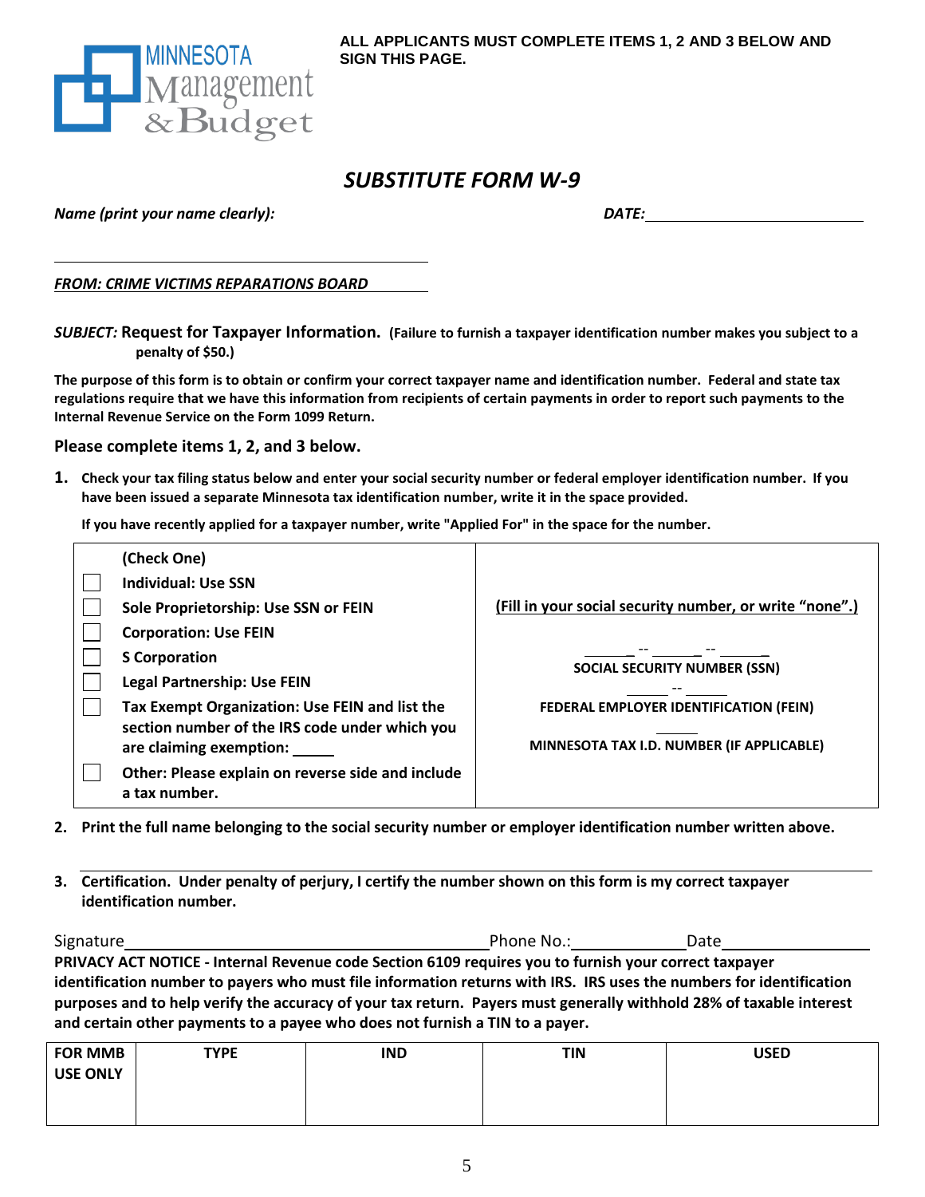MINNESOTA Management & Budget

**ALL APPLICANTS MUST COMPLETE ITEMS 1, 2 AND 3 BELOW AND SIGN THIS PAGE.**

# *SUBSTITUTE FORM W-9*

***Name (print your name clearly):*** ______________________________ ***DATE:*** ______________________

***FROM: CRIME VICTIMS REPARATIONS BOARD***

***SUBJECT:*** **Request for Taxpayer Information.** **(Failure to furnish a taxpayer identification number makes you subject to a penalty of $50.)**

**The purpose of this form is to obtain or confirm your correct taxpayer name and identification number. Federal and state tax regulations require that we have this information from recipients of certain payments in order to report such payments to the Internal Revenue Service on the Form 1099 Return.**

**Please complete items 1, 2, and 3 below.**

**1. Check your tax filing status below and enter your social security number or federal employer identification number. If you have been issued a separate Minnesota tax identification number, write it in the space provided.**

**If you have recently applied for a taxpayer number, write "Applied For" in the space for the number.**

| **(Check One)** | **(Fill in your social security number, or write "none".)** |
|---|---|
| ☐ **Individual: Use SSN** | |
| ☐ **Sole Proprietorship: Use SSN or FEIN** | ______ -- ______ -- ______ |
| ☐ **Corporation: Use FEIN** | **SOCIAL SECURITY NUMBER (SSN)** |
| ☐ **S Corporation** | ______ -- ______ |
| ☐ **Legal Partnership: Use FEIN** | **FEDERAL EMPLOYER IDENTIFICATION (FEIN)** |
| ☐ **Tax Exempt Organization: Use FEIN and list the section number of the IRS code under which you are claiming exemption:** _____ | ______ |
| | **MINNESOTA TAX I.D. NUMBER (IF APPLICABLE)** |
| ☐ **Other: Please explain on reverse side and include a tax number.** | |

**2. Print the full name belonging to the social security number or employer identification number written above.**

______________________________________________________________

**3. Certification. Under penalty of perjury, I certify the number shown on this form is my correct taxpayer identification number.**

Signature______________________________ Phone No.:______________ Date______________

**PRIVACY ACT NOTICE - Internal Revenue code Section 6109 requires you to furnish your correct taxpayer identification number to payers who must file information returns with IRS. IRS uses the numbers for identification purposes and to help verify the accuracy of your tax return. Payers must generally withhold 28% of taxable interest and certain other payments to a payee who does not furnish a TIN to a payer.**

| **FOR MMB USE ONLY** | **TYPE** | **IND** | **TIN** | **USED** |
|---|---|---|---|---|
| | | | | |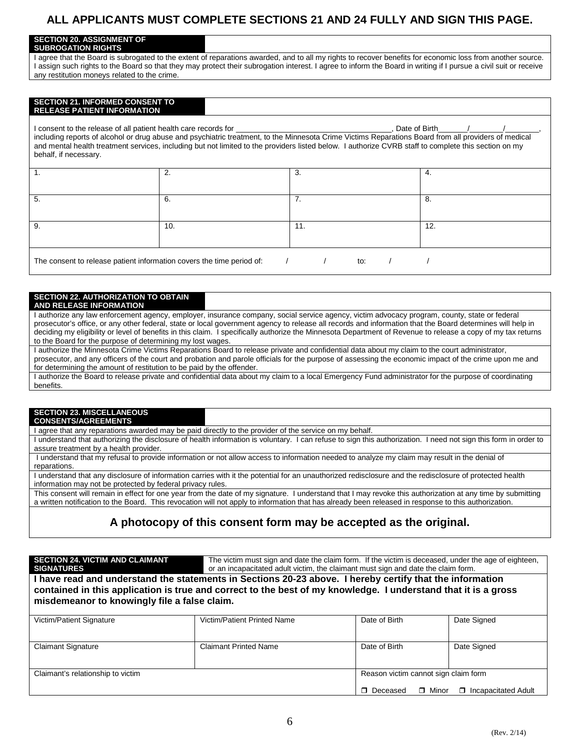# ALL APPLICANTS MUST COMPLETE SECTIONS 21 AND 24 FULLY AND SIGN THIS PAGE.

### SECTION 20. ASSIGNMENT OF SUBROGATION RIGHTS

I agree that the Board is subrogated to the extent of reparations awarded, and to all my rights to recover benefits for economic loss from another source. I assign such rights to the Board so that they may protect their subrogation interest. I agree to inform the Board in writing if I pursue a civil suit or receive any restitution moneys related to the crime.

### SECTION 21. INFORMED CONSENT TO RELEASE PATIENT INFORMATION

I consent to the release of all patient health care records for ____________________________________, Date of Birth______/_______/_______, including reports of alcohol or drug abuse and psychiatric treatment, to the Minnesota Crime Victims Reparations Board from all providers of medical and mental health treatment services, including but not limited to the providers listed below. I authorize CVRB staff to complete this section on my behalf, if necessary.

| | | | |
|---|---|---|---|
| 1. | 2. | 3. | 4. |
| 5. | 6. | 7. | 8. |
| 9. | 10. | 11. | 12. |

The consent to release patient information covers the time period of: / / to: / /

### SECTION 22. AUTHORIZATION TO OBTAIN AND RELEASE INFORMATION

I authorize any law enforcement agency, employer, insurance company, social service agency, victim advocacy program, county, state or federal prosecutor's office, or any other federal, state or local government agency to release all records and information that the Board determines will help in deciding my eligibility or level of benefits in this claim. I specifically authorize the Minnesota Department of Revenue to release a copy of my tax returns to the Board for the purpose of determining my lost wages.

I authorize the Minnesota Crime Victims Reparations Board to release private and confidential data about my claim to the court administrator, prosecutor, and any officers of the court and probation and parole officials for the purpose of assessing the economic impact of the crime upon me and for determining the amount of restitution to be paid by the offender.

I authorize the Board to release private and confidential data about my claim to a local Emergency Fund administrator for the purpose of coordinating benefits.

### SECTION 23. MISCELLANEOUS CONSENTS/AGREEMENTS

I agree that any reparations awarded may be paid directly to the provider of the service on my behalf.

I understand that authorizing the disclosure of health information is voluntary. I can refuse to sign this authorization. I need not sign this form in order to assure treatment by a health provider.

I understand that my refusal to provide information or not allow access to information needed to analyze my claim may result in the denial of reparations.

I understand that any disclosure of information carries with it the potential for an unauthorized redisclosure and the redisclosure of protected health information may not be protected by federal privacy rules.

This consent will remain in effect for one year from the date of my signature. I understand that I may revoke this authorization at any time by submitting a written notification to the Board. This revocation will not apply to information that has already been released in response to this authorization.

## A photocopy of this consent form may be accepted as the original.

### SECTION 24. VICTIM AND CLAIMANT SIGNATURES

The victim must sign and date the claim form. If the victim is deceased, under the age of eighteen, or an incapacitated adult victim, the claimant must sign and date the claim form.

**I have read and understand the statements in Sections 20-23 above. I hereby certify that the information contained in this application is true and correct to the best of my knowledge. I understand that it is a gross misdemeanor to knowingly file a false claim.**

| | | | |
|---|---|---|---|
| Victim/Patient Signature | Victim/Patient Printed Name | Date of Birth | Date Signed |
| Claimant Signature | Claimant Printed Name | Date of Birth | Date Signed |
| Claimant's relationship to victim | | Reason victim cannot sign claim form<br>☐ Deceased ☐ Minor ☐ Incapacitated Adult | |

(Rev. 2/14)